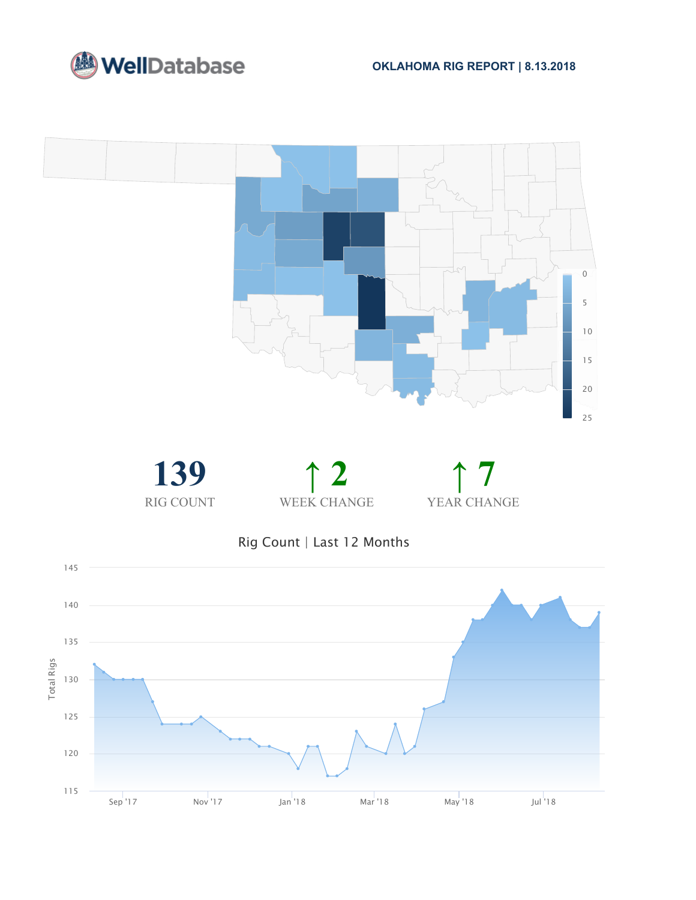WellDatabase

**OKLAHOMA RIG REPORT | 8.13.2018**

0
5
10
15
20
25

# 139
RIG COUNT

# ↑ 2
WEEK CHANGE

# ↑ 7
YEAR CHANGE

Rig Count | Last 12 Months

Total Rigs

145
140
135
130
125
120
115

Sep '17 Nov '17 Jan '18 Mar '18 May '18 Jul '18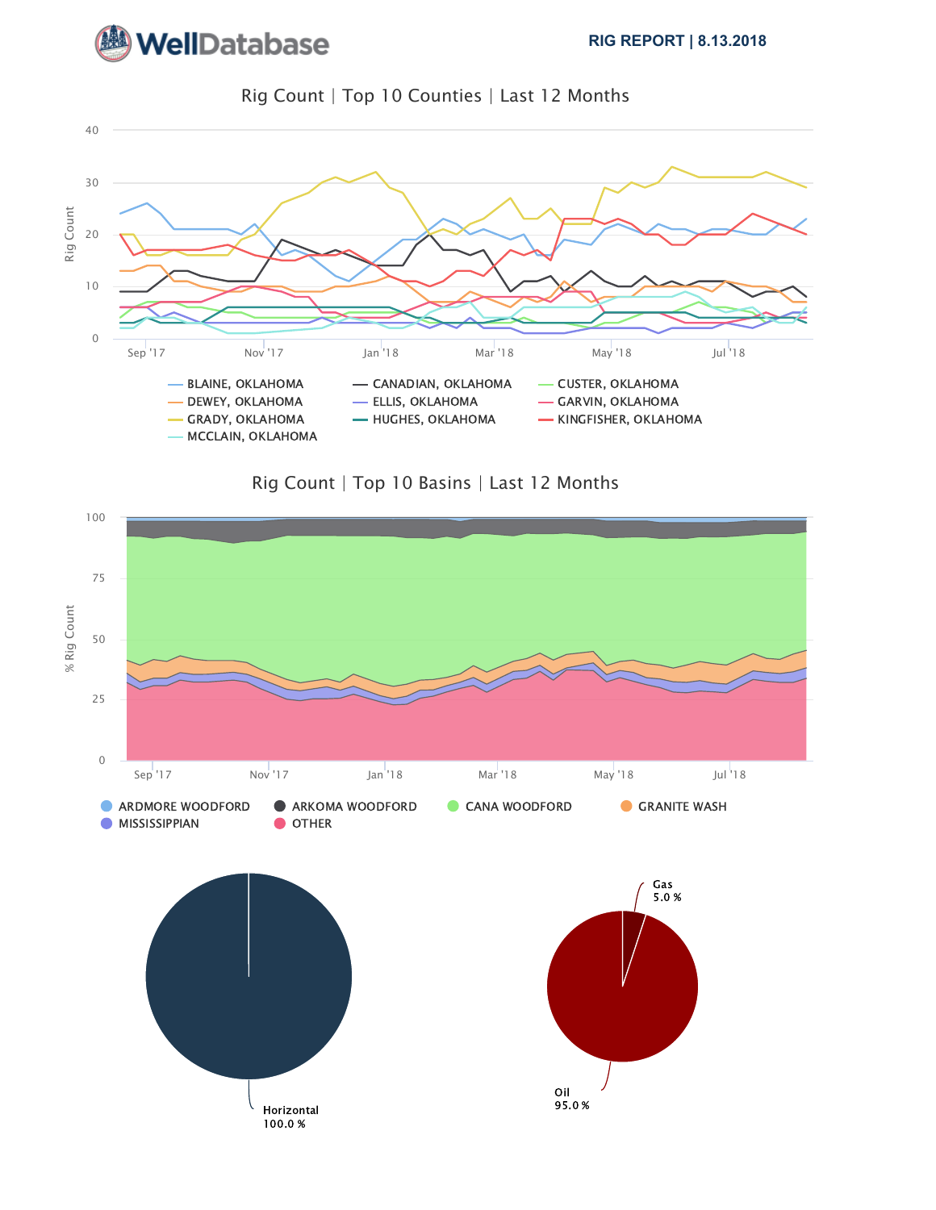# RIG REPORT | 8.13.2018

## Rig Count | Top 10 Counties | Last 12 Months

Rig Count

40
30
20
10
0

Sep '17 Nov '17 Jan '18 Mar '18 May '18 Jul '18

- BLAINE, OKLAHOMA
- CANADIAN, OKLAHOMA
- CUSTER, OKLAHOMA
- DEWEY, OKLAHOMA
- ELLIS, OKLAHOMA
- GARVIN, OKLAHOMA
- GRADY, OKLAHOMA
- HUGHES, OKLAHOMA
- KINGFISHER, OKLAHOMA
- MCCLAIN, OKLAHOMA

## Rig Count | Top 10 Basins | Last 12 Months

% Rig Count

100
75
50
25
0

Sep '17 Nov '17 Jan '18 Mar '18 May '18 Jul '18

- ARDMORE WOODFORD
- ARKOMA WOODFORD
- CANA WOODFORD
- GRANITE WASH
- MISSISSIPPIAN
- OTHER

Horizontal 100.0 %

Gas 5.0 %

Oil 95.0 %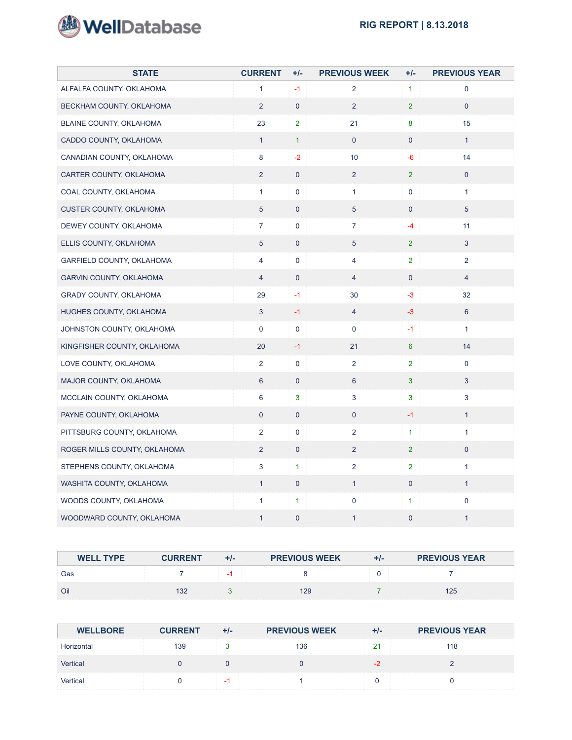WellDatabase

RIG REPORT | 8.13.2018

| STATE | CURRENT | +/- | PREVIOUS WEEK | +/- | PREVIOUS YEAR |
|---|---|---|---|---|---|
| ALFALFA COUNTY, OKLAHOMA | 1 | -1 | 2 | 1 | 0 |
| BECKHAM COUNTY, OKLAHOMA | 2 | 0 | 2 | 2 | 0 |
| BLAINE COUNTY, OKLAHOMA | 23 | 2 | 21 | 8 | 15 |
| CADDO COUNTY, OKLAHOMA | 1 | 1 | 0 | 0 | 1 |
| CANADIAN COUNTY, OKLAHOMA | 8 | -2 | 10 | -6 | 14 |
| CARTER COUNTY, OKLAHOMA | 2 | 0 | 2 | 2 | 0 |
| COAL COUNTY, OKLAHOMA | 1 | 0 | 1 | 0 | 1 |
| CUSTER COUNTY, OKLAHOMA | 5 | 0 | 5 | 0 | 5 |
| DEWEY COUNTY, OKLAHOMA | 7 | 0 | 7 | -4 | 11 |
| ELLIS COUNTY, OKLAHOMA | 5 | 0 | 5 | 2 | 3 |
| GARFIELD COUNTY, OKLAHOMA | 4 | 0 | 4 | 2 | 2 |
| GARVIN COUNTY, OKLAHOMA | 4 | 0 | 4 | 0 | 4 |
| GRADY COUNTY, OKLAHOMA | 29 | -1 | 30 | -3 | 32 |
| HUGHES COUNTY, OKLAHOMA | 3 | -1 | 4 | -3 | 6 |
| JOHNSTON COUNTY, OKLAHOMA | 0 | 0 | 0 | -1 | 1 |
| KINGFISHER COUNTY, OKLAHOMA | 20 | -1 | 21 | 6 | 14 |
| LOVE COUNTY, OKLAHOMA | 2 | 0 | 2 | 2 | 0 |
| MAJOR COUNTY, OKLAHOMA | 6 | 0 | 6 | 3 | 3 |
| MCCLAIN COUNTY, OKLAHOMA | 6 | 3 | 3 | 3 | 3 |
| PAYNE COUNTY, OKLAHOMA | 0 | 0 | 0 | -1 | 1 |
| PITTSBURG COUNTY, OKLAHOMA | 2 | 0 | 2 | 1 | 1 |
| ROGER MILLS COUNTY, OKLAHOMA | 2 | 0 | 2 | 2 | 0 |
| STEPHENS COUNTY, OKLAHOMA | 3 | 1 | 2 | 2 | 1 |
| WASHITA COUNTY, OKLAHOMA | 1 | 0 | 1 | 0 | 1 |
| WOODS COUNTY, OKLAHOMA | 1 | 1 | 0 | 1 | 0 |
| WOODWARD COUNTY, OKLAHOMA | 1 | 0 | 1 | 0 | 1 |

| WELL TYPE | CURRENT | +/- | PREVIOUS WEEK | +/- | PREVIOUS YEAR |
|---|---|---|---|---|---|
| Gas | 7 | -1 | 8 | 0 | 7 |
| Oil | 132 | 3 | 129 | 7 | 125 |

| WELLBORE | CURRENT | +/- | PREVIOUS WEEK | +/- | PREVIOUS YEAR |
|---|---|---|---|---|---|
| Horizontal | 139 | 3 | 136 | 21 | 118 |
| Vertical | 0 | 0 | 0 | -2 | 2 |
| Vertical | 0 | -1 | 1 | 0 | 0 |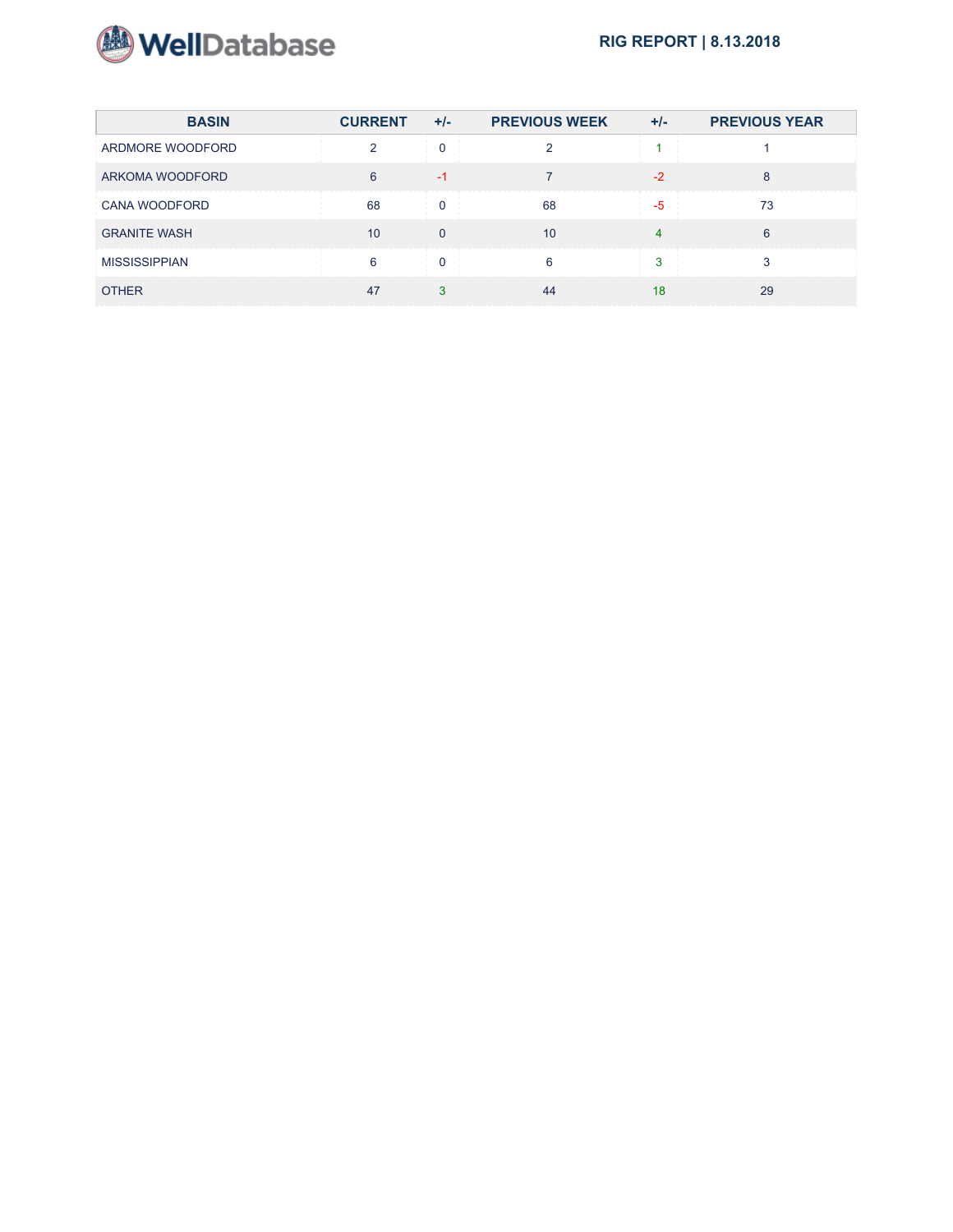WellDatabase

RIG REPORT | 8.13.2018

| BASIN | CURRENT | +/- | PREVIOUS WEEK | +/- | PREVIOUS YEAR |
|---|---|---|---|---|---|
| ARDMORE WOODFORD | 2 | 0 | 2 | 1 | 1 |
| ARKOMA WOODFORD | 6 | -1 | 7 | -2 | 8 |
| CANA WOODFORD | 68 | 0 | 68 | -5 | 73 |
| GRANITE WASH | 10 | 0 | 10 | 4 | 6 |
| MISSISSIPPIAN | 6 | 0 | 6 | 3 | 3 |
| OTHER | 47 | 3 | 44 | 18 | 29 |